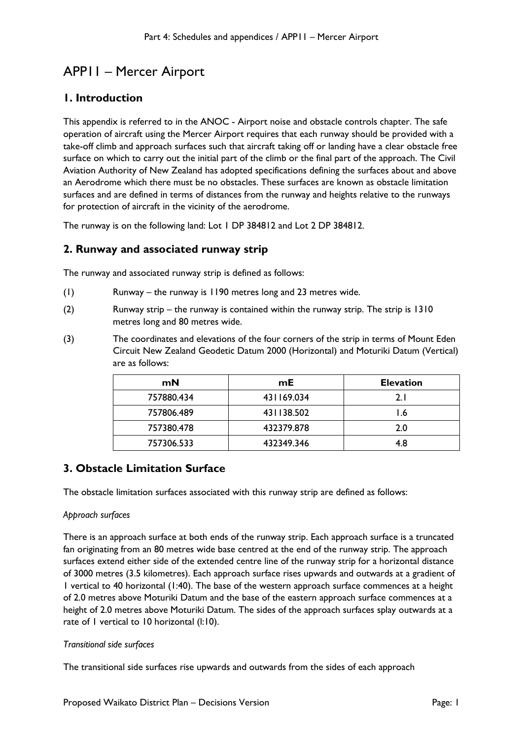# APP11 – Mercer Airport

## 1. Introduction

This appendix is referred to in the ANOC - Airport noise and obstacle controls chapter. The safe operation of aircraft using the Mercer Airport requires that each runway should be provided with a take-off climb and approach surfaces such that aircraft taking off or landing have a clear obstacle free surface on which to carry out the initial part of the climb or the final part of the approach. The Civil Aviation Authority of New Zealand has adopted specifications defining the surfaces about and above an Aerodrome which there must be no obstacles. These surfaces are known as obstacle limitation surfaces and are defined in terms of distances from the runway and heights relative to the runways for protection of aircraft in the vicinity of the aerodrome.

The runway is on the following land: Lot 1 DP 384812 and Lot 2 DP 384812.

## 2. Runway and associated runway strip

The runway and associated runway strip is defined as follows:

(1) Runway – the runway is 1190 metres long and 23 metres wide.

(2) Runway strip – the runway is contained within the runway strip. The strip is 1310 metres long and 80 metres wide.

(3) The coordinates and elevations of the four corners of the strip in terms of Mount Eden Circuit New Zealand Geodetic Datum 2000 (Horizontal) and Moturiki Datum (Vertical) are as follows:

| mN | mE | Elevation |
|---|---|---|
| 757880.434 | 431169.034 | 2.1 |
| 757806.489 | 431138.502 | 1.6 |
| 757380.478 | 432379.878 | 2.0 |
| 757306.533 | 432349.346 | 4.8 |

## 3. Obstacle Limitation Surface

The obstacle limitation surfaces associated with this runway strip are defined as follows:

*Approach surfaces*

There is an approach surface at both ends of the runway strip. Each approach surface is a truncated fan originating from an 80 metres wide base centred at the end of the runway strip. The approach surfaces extend either side of the extended centre line of the runway strip for a horizontal distance of 3000 metres (3.5 kilometres). Each approach surface rises upwards and outwards at a gradient of 1 vertical to 40 horizontal (1:40). The base of the western approach surface commences at a height of 2.0 metres above Moturiki Datum and the base of the eastern approach surface commences at a height of 2.0 metres above Moturiki Datum. The sides of the approach surfaces splay outwards at a rate of 1 vertical to 10 horizontal (l:10).

*Transitional side surfaces*

The transitional side surfaces rise upwards and outwards from the sides of each approach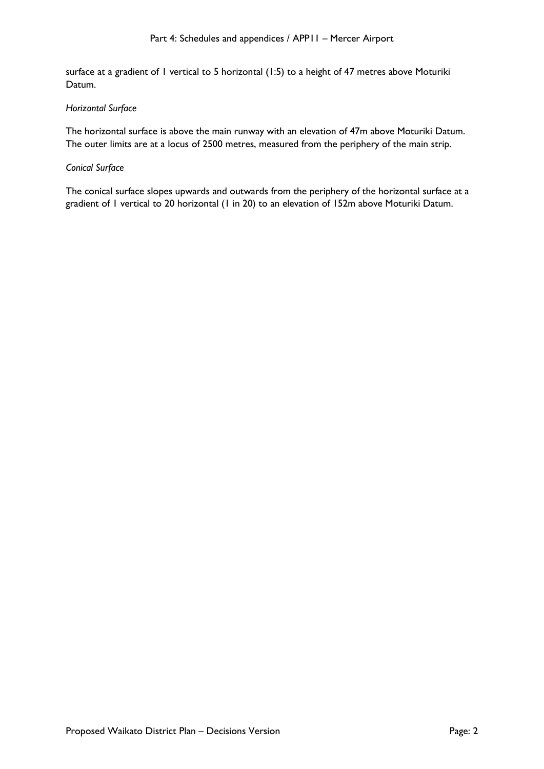surface at a gradient of 1 vertical to 5 horizontal (1:5) to a height of 47 metres above Moturiki Datum.

*Horizontal Surface*

The horizontal surface is above the main runway with an elevation of 47m above Moturiki Datum. The outer limits are at a locus of 2500 metres, measured from the periphery of the main strip.

*Conical Surface*

The conical surface slopes upwards and outwards from the periphery of the horizontal surface at a gradient of 1 vertical to 20 horizontal (1 in 20) to an elevation of 152m above Moturiki Datum.